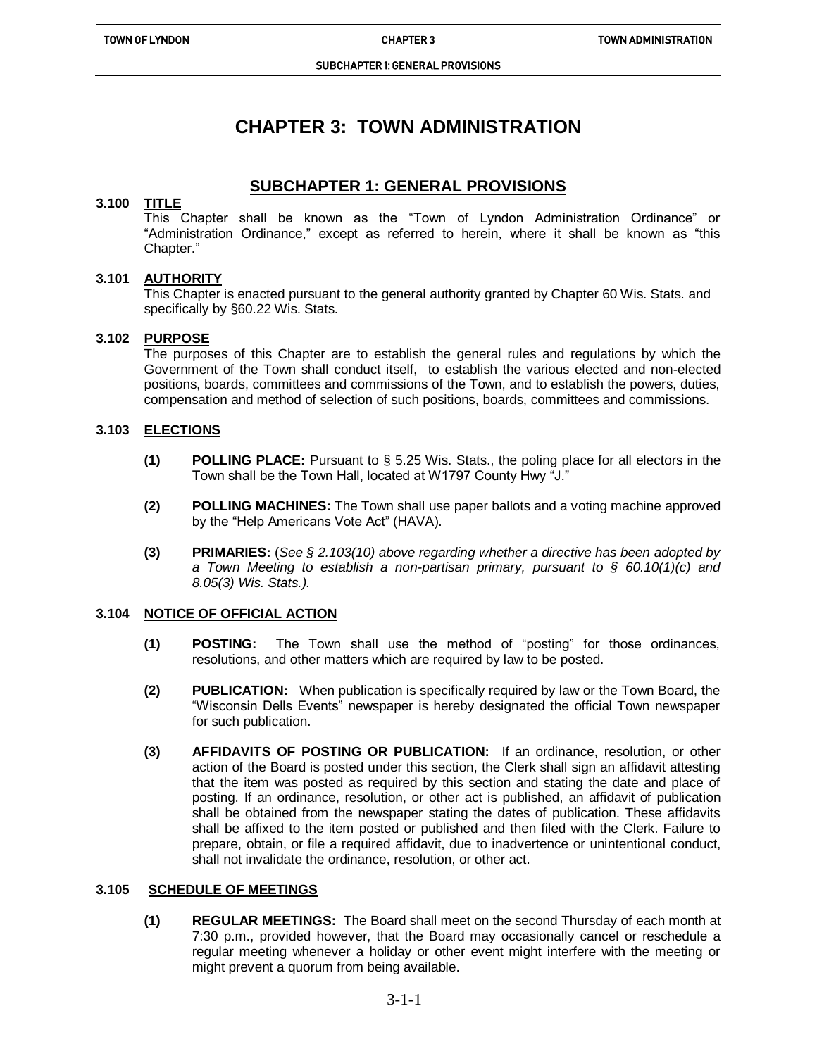# CHAPTER 3: TOWN ADMINISTRATION

## SUBCHAPTER 1: GENERAL PROVISIONS

### 3.100 TITLE

This Chapter shall be known as the "Town of Lyndon Administration Ordinance" or "Administration Ordinance," except as referred to herein, where it shall be known as "this Chapter."

### 3.101 AUTHORITY

This Chapter is enacted pursuant to the general authority granted by Chapter 60 Wis. Stats. and specifically by §60.22 Wis. Stats.

### 3.102 PURPOSE

The purposes of this Chapter are to establish the general rules and regulations by which the Government of the Town shall conduct itself, to establish the various elected and non-elected positions, boards, committees and commissions of the Town, and to establish the powers, duties, compensation and method of selection of such positions, boards, committees and commissions.

### 3.103 ELECTIONS

**(1) POLLING PLACE:** Pursuant to § 5.25 Wis. Stats., the poling place for all electors in the Town shall be the Town Hall, located at W1797 County Hwy "J."

**(2) POLLING MACHINES:** The Town shall use paper ballots and a voting machine approved by the "Help Americans Vote Act" (HAVA).

**(3) PRIMARIES:** (*See § 2.103(10) above regarding whether a directive has been adopted by a Town Meeting to establish a non-partisan primary, pursuant to § 60.10(1)(c) and 8.05(3) Wis. Stats.).*

### 3.104 NOTICE OF OFFICIAL ACTION

**(1) POSTING:** The Town shall use the method of "posting" for those ordinances, resolutions, and other matters which are required by law to be posted.

**(2) PUBLICATION:** When publication is specifically required by law or the Town Board, the "Wisconsin Dells Events" newspaper is hereby designated the official Town newspaper for such publication.

**(3) AFFIDAVITS OF POSTING OR PUBLICATION:** If an ordinance, resolution, or other action of the Board is posted under this section, the Clerk shall sign an affidavit attesting that the item was posted as required by this section and stating the date and place of posting. If an ordinance, resolution, or other act is published, an affidavit of publication shall be obtained from the newspaper stating the dates of publication. These affidavits shall be affixed to the item posted or published and then filed with the Clerk. Failure to prepare, obtain, or file a required affidavit, due to inadvertence or unintentional conduct, shall not invalidate the ordinance, resolution, or other act.

### 3.105 SCHEDULE OF MEETINGS

**(1) REGULAR MEETINGS:** The Board shall meet on the second Thursday of each month at 7:30 p.m., provided however, that the Board may occasionally cancel or reschedule a regular meeting whenever a holiday or other event might interfere with the meeting or might prevent a quorum from being available.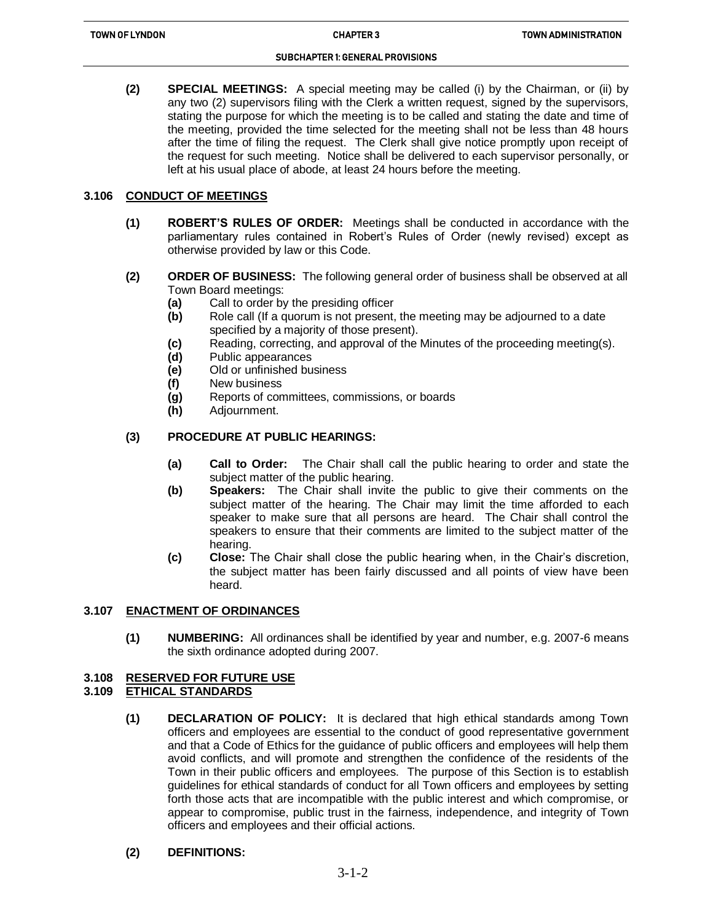**(2) SPECIAL MEETINGS:** A special meeting may be called (i) by the Chairman, or (ii) by any two (2) supervisors filing with the Clerk a written request, signed by the supervisors, stating the purpose for which the meeting is to be called and stating the date and time of the meeting, provided the time selected for the meeting shall not be less than 48 hours after the time of filing the request. The Clerk shall give notice promptly upon receipt of the request for such meeting. Notice shall be delivered to each supervisor personally, or left at his usual place of abode, at least 24 hours before the meeting.

## 3.106 CONDUCT OF MEETINGS

**(1) ROBERT'S RULES OF ORDER:** Meetings shall be conducted in accordance with the parliamentary rules contained in Robert's Rules of Order (newly revised) except as otherwise provided by law or this Code.

**(2) ORDER OF BUSINESS:** The following general order of business shall be observed at all Town Board meetings:

- **(a)** Call to order by the presiding officer
- **(b)** Role call (If a quorum is not present, the meeting may be adjourned to a date specified by a majority of those present).
- **(c)** Reading, correcting, and approval of the Minutes of the proceeding meeting(s).
- **(d)** Public appearances
- **(e)** Old or unfinished business
- **(f)** New business
- **(g)** Reports of committees, commissions, or boards
- **(h)** Adjournment.

**(3) PROCEDURE AT PUBLIC HEARINGS:**

- **(a) Call to Order:** The Chair shall call the public hearing to order and state the subject matter of the public hearing.
- **(b) Speakers:** The Chair shall invite the public to give their comments on the subject matter of the hearing. The Chair may limit the time afforded to each speaker to make sure that all persons are heard. The Chair shall control the speakers to ensure that their comments are limited to the subject matter of the hearing.
- **(c) Close:** The Chair shall close the public hearing when, in the Chair's discretion, the subject matter has been fairly discussed and all points of view have been heard.

## 3.107 ENACTMENT OF ORDINANCES

**(1) NUMBERING:** All ordinances shall be identified by year and number, e.g. 2007-6 means the sixth ordinance adopted during 2007.

## 3.108 RESERVED FOR FUTURE USE

## 3.109 ETHICAL STANDARDS

**(1) DECLARATION OF POLICY:** It is declared that high ethical standards among Town officers and employees are essential to the conduct of good representative government and that a Code of Ethics for the guidance of public officers and employees will help them avoid conflicts, and will promote and strengthen the confidence of the residents of the Town in their public officers and employees. The purpose of this Section is to establish guidelines for ethical standards of conduct for all Town officers and employees by setting forth those acts that are incompatible with the public interest and which compromise, or appear to compromise, public trust in the fairness, independence, and integrity of Town officers and employees and their official actions.

**(2) DEFINITIONS:**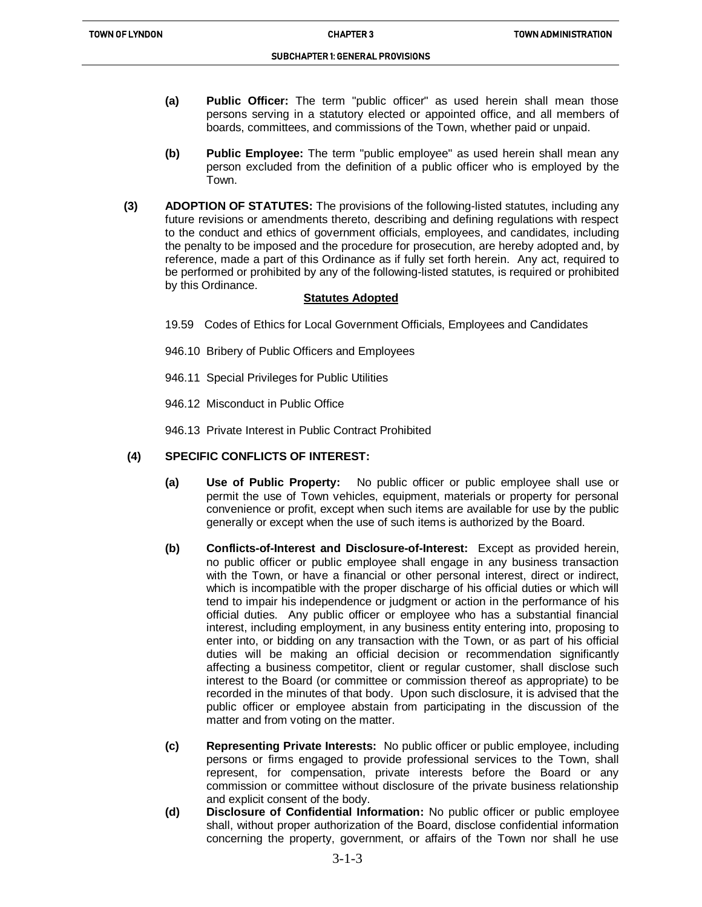**(a)** **Public Officer:** The term "public officer" as used herein shall mean those persons serving in a statutory elected or appointed office, and all members of boards, committees, and commissions of the Town, whether paid or unpaid.

**(b)** **Public Employee:** The term "public employee" as used herein shall mean any person excluded from the definition of a public officer who is employed by the Town.

**(3)** **ADOPTION OF STATUTES:** The provisions of the following-listed statutes, including any future revisions or amendments thereto, describing and defining regulations with respect to the conduct and ethics of government officials, employees, and candidates, including the penalty to be imposed and the procedure for prosecution, are hereby adopted and, by reference, made a part of this Ordinance as if fully set forth herein. Any act, required to be performed or prohibited by any of the following-listed statutes, is required or prohibited by this Ordinance.

**Statutes Adopted**

19.59 Codes of Ethics for Local Government Officials, Employees and Candidates

946.10 Bribery of Public Officers and Employees

946.11 Special Privileges for Public Utilities

946.12 Misconduct in Public Office

946.13 Private Interest in Public Contract Prohibited

**(4)** **SPECIFIC CONFLICTS OF INTEREST:**

**(a)** **Use of Public Property:** No public officer or public employee shall use or permit the use of Town vehicles, equipment, materials or property for personal convenience or profit, except when such items are available for use by the public generally or except when the use of such items is authorized by the Board.

**(b)** **Conflicts-of-Interest and Disclosure-of-Interest:** Except as provided herein, no public officer or public employee shall engage in any business transaction with the Town, or have a financial or other personal interest, direct or indirect, which is incompatible with the proper discharge of his official duties or which will tend to impair his independence or judgment or action in the performance of his official duties. Any public officer or employee who has a substantial financial interest, including employment, in any business entity entering into, proposing to enter into, or bidding on any transaction with the Town, or as part of his official duties will be making an official decision or recommendation significantly affecting a business competitor, client or regular customer, shall disclose such interest to the Board (or committee or commission thereof as appropriate) to be recorded in the minutes of that body. Upon such disclosure, it is advised that the public officer or employee abstain from participating in the discussion of the matter and from voting on the matter.

**(c)** **Representing Private Interests:** No public officer or public employee, including persons or firms engaged to provide professional services to the Town, shall represent, for compensation, private interests before the Board or any commission or committee without disclosure of the private business relationship and explicit consent of the body.

**(d)** **Disclosure of Confidential Information:** No public officer or public employee shall, without proper authorization of the Board, disclose confidential information concerning the property, government, or affairs of the Town nor shall he use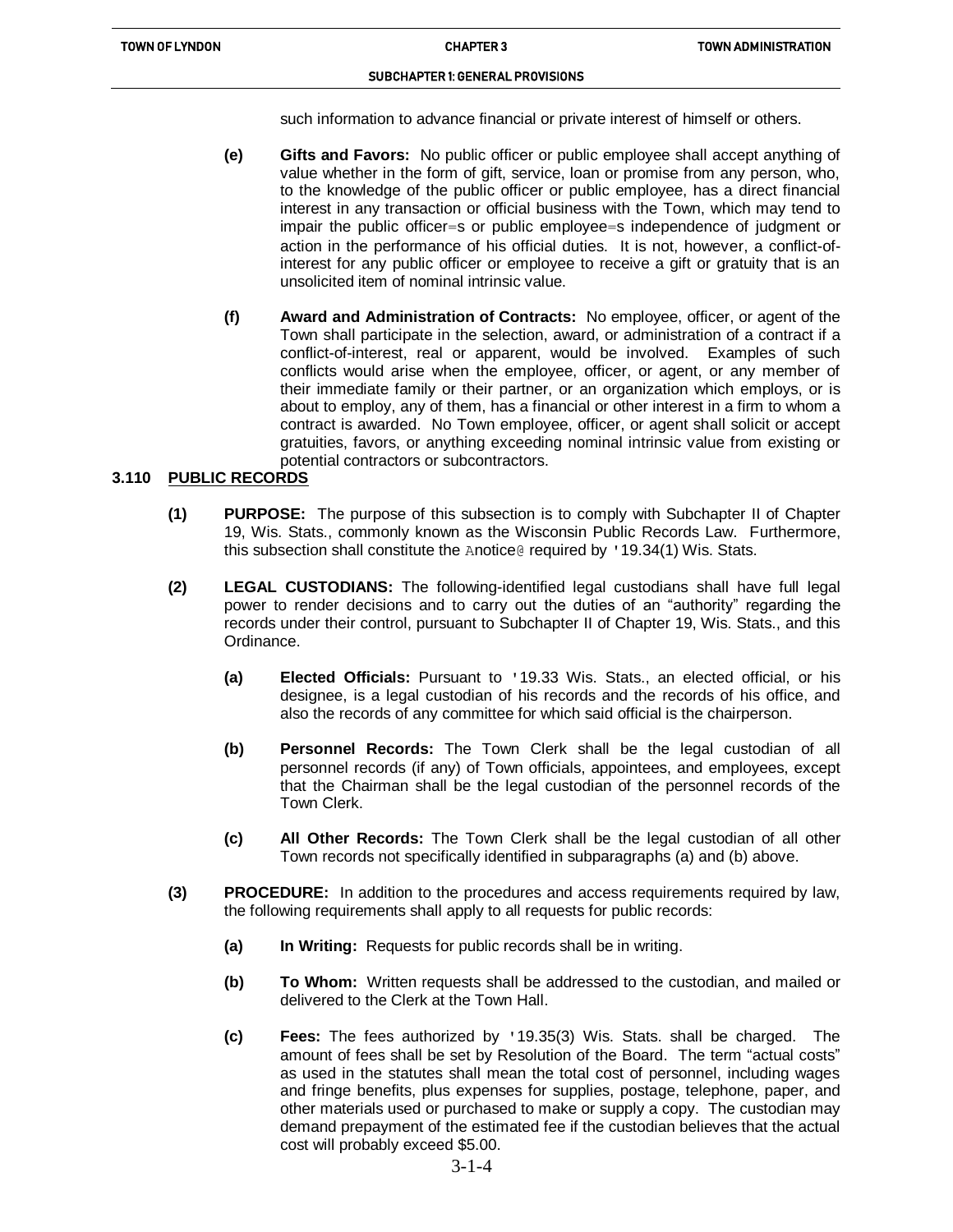such information to advance financial or private interest of himself or others.

**(e)** **Gifts and Favors:** No public officer or public employee shall accept anything of value whether in the form of gift, service, loan or promise from any person, who, to the knowledge of the public officer or public employee, has a direct financial interest in any transaction or official business with the Town, which may tend to impair the public officer=s or public employee=s independence of judgment or action in the performance of his official duties. It is not, however, a conflict-of-interest for any public officer or employee to receive a gift or gratuity that is an unsolicited item of nominal intrinsic value.

**(f)** **Award and Administration of Contracts:** No employee, officer, or agent of the Town shall participate in the selection, award, or administration of a contract if a conflict-of-interest, real or apparent, would be involved. Examples of such conflicts would arise when the employee, officer, or agent, or any member of their immediate family or their partner, or an organization which employs, or is about to employ, any of them, has a financial or other interest in a firm to whom a contract is awarded. No Town employee, officer, or agent shall solicit or accept gratuities, favors, or anything exceeding nominal intrinsic value from existing or potential contractors or subcontractors.

**3.110 PUBLIC RECORDS**

**(1)** **PURPOSE:** The purpose of this subsection is to comply with Subchapter II of Chapter 19, Wis. Stats., commonly known as the Wisconsin Public Records Law. Furthermore, this subsection shall constitute the Anotice@ required by '19.34(1) Wis. Stats.

**(2)** **LEGAL CUSTODIANS:** The following-identified legal custodians shall have full legal power to render decisions and to carry out the duties of an "authority" regarding the records under their control, pursuant to Subchapter II of Chapter 19, Wis. Stats., and this Ordinance.

**(a)** **Elected Officials:** Pursuant to '19.33 Wis. Stats., an elected official, or his designee, is a legal custodian of his records and the records of his office, and also the records of any committee for which said official is the chairperson.

**(b)** **Personnel Records:** The Town Clerk shall be the legal custodian of all personnel records (if any) of Town officials, appointees, and employees, except that the Chairman shall be the legal custodian of the personnel records of the Town Clerk.

**(c)** **All Other Records:** The Town Clerk shall be the legal custodian of all other Town records not specifically identified in subparagraphs (a) and (b) above.

**(3)** **PROCEDURE:** In addition to the procedures and access requirements required by law, the following requirements shall apply to all requests for public records:

**(a)** **In Writing:** Requests for public records shall be in writing.

**(b)** **To Whom:** Written requests shall be addressed to the custodian, and mailed or delivered to the Clerk at the Town Hall.

**(c)** **Fees:** The fees authorized by '19.35(3) Wis. Stats. shall be charged. The amount of fees shall be set by Resolution of the Board. The term "actual costs" as used in the statutes shall mean the total cost of personnel, including wages and fringe benefits, plus expenses for supplies, postage, telephone, paper, and other materials used or purchased to make or supply a copy. The custodian may demand prepayment of the estimated fee if the custodian believes that the actual cost will probably exceed $5.00.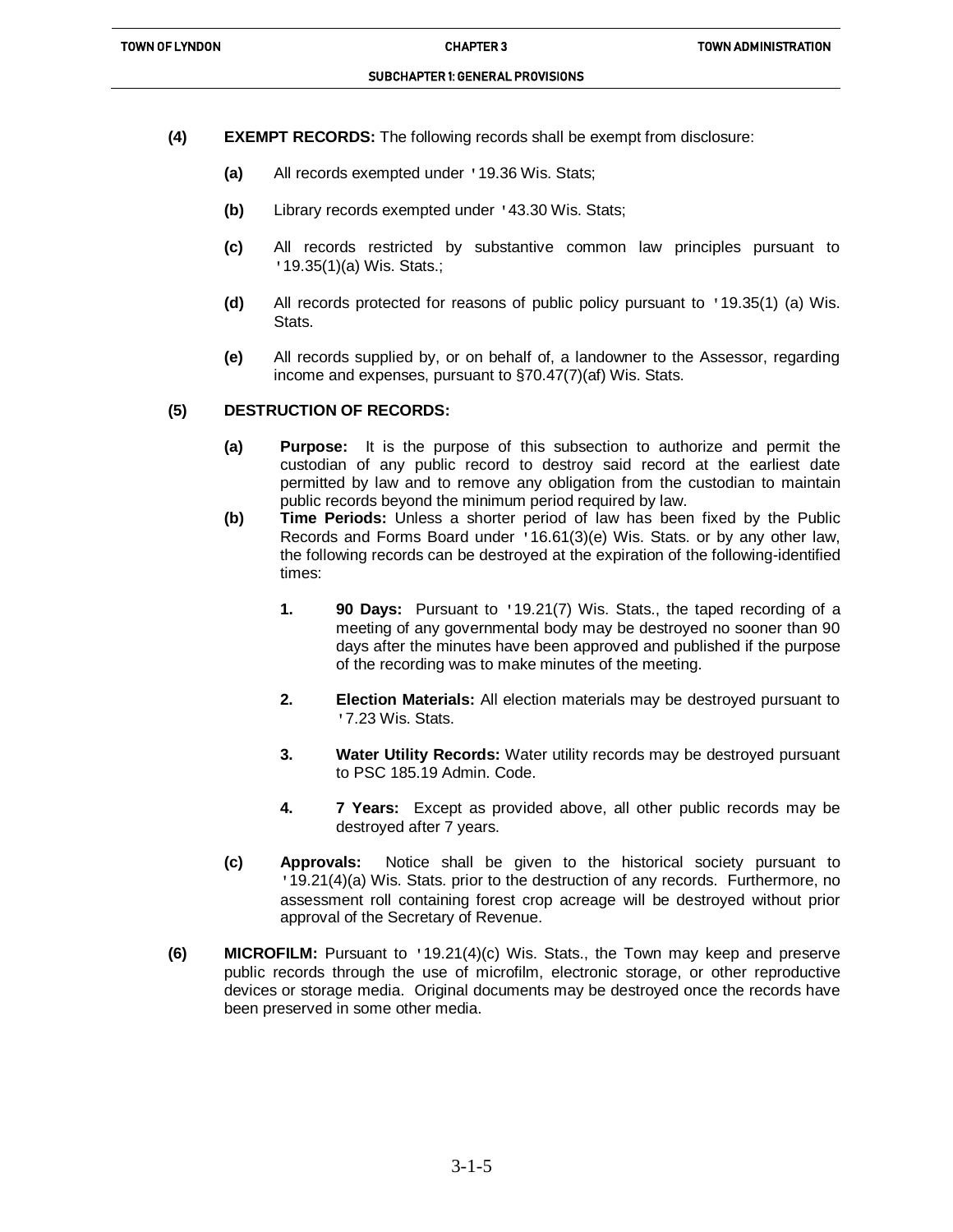**(4) EXEMPT RECORDS:** The following records shall be exempt from disclosure:

- **(a)** All records exempted under '19.36 Wis. Stats;
- **(b)** Library records exempted under '43.30 Wis. Stats;
- **(c)** All records restricted by substantive common law principles pursuant to '19.35(1)(a) Wis. Stats.;
- **(d)** All records protected for reasons of public policy pursuant to '19.35(1) (a) Wis. Stats.
- **(e)** All records supplied by, or on behalf of, a landowner to the Assessor, regarding income and expenses, pursuant to §70.47(7)(af) Wis. Stats.

**(5) DESTRUCTION OF RECORDS:**

- **(a) Purpose:** It is the purpose of this subsection to authorize and permit the custodian of any public record to destroy said record at the earliest date permitted by law and to remove any obligation from the custodian to maintain public records beyond the minimum period required by law.
- **(b) Time Periods:** Unless a shorter period of law has been fixed by the Public Records and Forms Board under '16.61(3)(e) Wis. Stats. or by any other law, the following records can be destroyed at the expiration of the following-identified times:
  1. **90 Days:** Pursuant to '19.21(7) Wis. Stats., the taped recording of a meeting of any governmental body may be destroyed no sooner than 90 days after the minutes have been approved and published if the purpose of the recording was to make minutes of the meeting.
  2. **Election Materials:** All election materials may be destroyed pursuant to '7.23 Wis. Stats.
  3. **Water Utility Records:** Water utility records may be destroyed pursuant to PSC 185.19 Admin. Code.
  4. **7 Years:** Except as provided above, all other public records may be destroyed after 7 years.
- **(c) Approvals:** Notice shall be given to the historical society pursuant to '19.21(4)(a) Wis. Stats. prior to the destruction of any records. Furthermore, no assessment roll containing forest crop acreage will be destroyed without prior approval of the Secretary of Revenue.

**(6) MICROFILM:** Pursuant to '19.21(4)(c) Wis. Stats., the Town may keep and preserve public records through the use of microfilm, electronic storage, or other reproductive devices or storage media. Original documents may be destroyed once the records have been preserved in some other media.